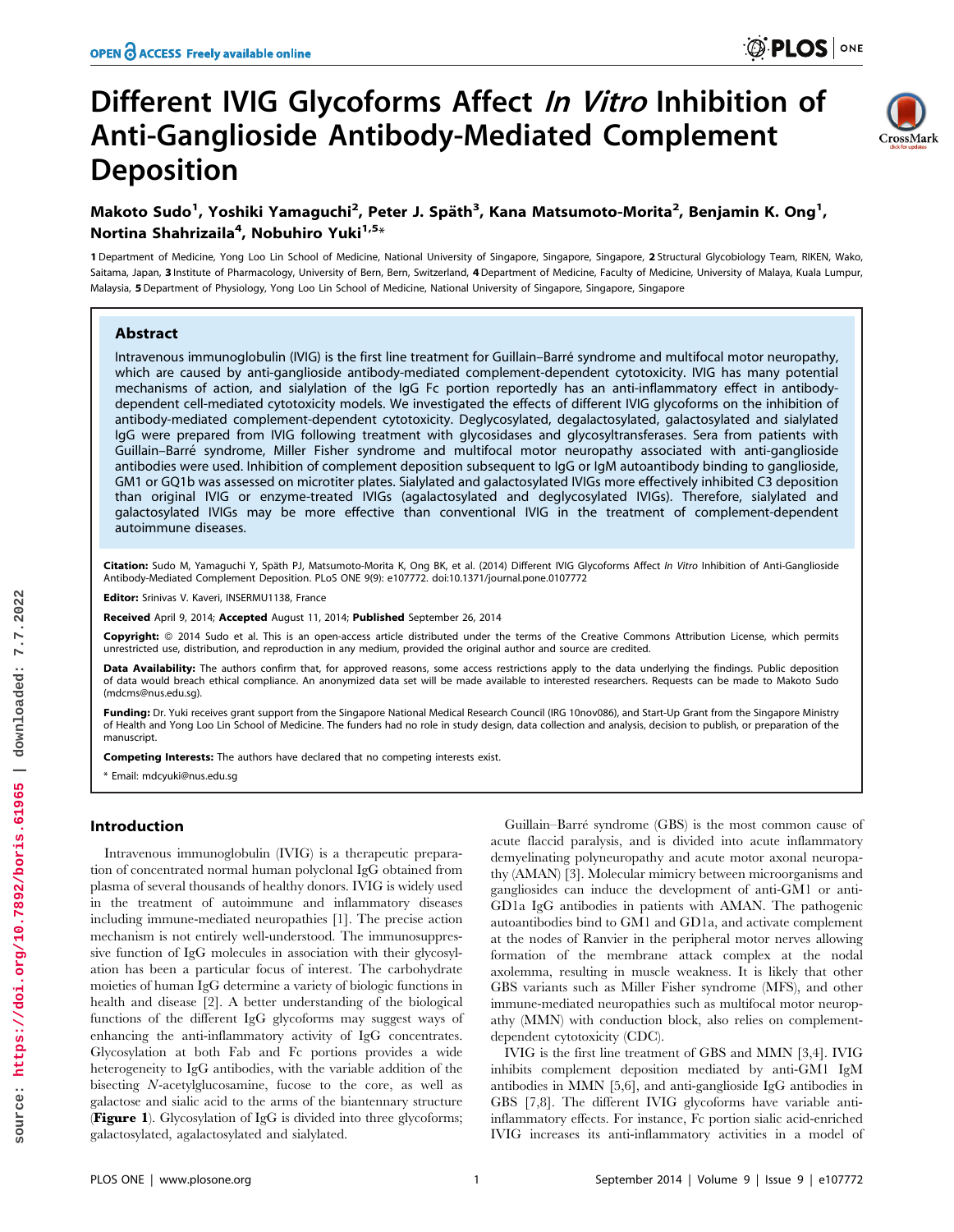# Different IVIG Glycoforms Affect *In Vitro* Inhibition of Anti-Ganglioside Antibody-Mediated Complement Deposition

**Makoto Sudo[1], Yoshiki Yamaguchi[2], Peter J. Späth[3], Kana Matsumoto-Morita[2], Benjamin K. Ong[1], Nortina Shahrizaila[4], Nobuhiro Yuki[1,5]***

1 Department of Medicine, Yong Loo Lin School of Medicine, National University of Singapore, Singapore, Singapore, 2 Structural Glycobiology Team, RIKEN, Wako, Saitama, Japan, 3 Institute of Pharmacology, University of Bern, Bern, Switzerland, 4 Department of Medicine, Faculty of Medicine, University of Malaya, Kuala Lumpur, Malaysia, 5 Department of Physiology, Yong Loo Lin School of Medicine, National University of Singapore, Singapore, Singapore

## Abstract

Intravenous immunoglobulin (IVIG) is the first line treatment for Guillain–Barré syndrome and multifocal motor neuropathy, which are caused by anti-ganglioside antibody-mediated complement-dependent cytotoxicity. IVIG has many potential mechanisms of action, and sialylation of the IgG Fc portion reportedly has an anti-inflammatory effect in antibody-dependent cell-mediated cytotoxicity models. We investigated the effects of different IVIG glycoforms on the inhibition of antibody-mediated complement-dependent cytotoxicity. Deglycosylated, degalactosylated, galactosylated and sialylated IgG were prepared from IVIG following treatment with glycosidases and glycosyltransferases. Sera from patients with Guillain–Barré syndrome, Miller Fisher syndrome and multifocal motor neuropathy associated with anti-ganglioside antibodies were used. Inhibition of complement deposition subsequent to IgG or IgM autoantibody binding to ganglioside, GM1 or GQ1b was assessed on microtiter plates. Sialylated and galactosylated IVIGs more effectively inhibited C3 deposition than original IVIG or enzyme-treated IVIGs (agalactosylated and deglycosylated IVIGs). Therefore, sialylated and galactosylated IVIGs may be more effective than conventional IVIG in the treatment of complement-dependent autoimmune diseases.

**Citation:** Sudo M, Yamaguchi Y, Späth PJ, Matsumoto-Morita K, Ong BK, et al. (2014) Different IVIG Glycoforms Affect *In Vitro* Inhibition of Anti-Ganglioside Antibody-Mediated Complement Deposition. PLoS ONE 9(9): e107772. doi:10.1371/journal.pone.0107772

**Editor:** Srinivas V. Kaveri, INSERMU1138, France

**Received** April 9, 2014; **Accepted** August 11, 2014; **Published** September 26, 2014

**Copyright:** © 2014 Sudo et al. This is an open-access article distributed under the terms of the Creative Commons Attribution License, which permits unrestricted use, distribution, and reproduction in any medium, provided the original author and source are credited.

**Data Availability:** The authors confirm that, for approved reasons, some access restrictions apply to the data underlying the findings. Public deposition of data would breach ethical compliance. An anonymized data set will be made available to interested researchers. Requests can be made to Makoto Sudo (mdcms@nus.edu.sg).

**Funding:** Dr. Yuki receives grant support from the Singapore National Medical Research Council (IRG 10nov086), and Start-Up Grant from the Singapore Ministry of Health and Yong Loo Lin School of Medicine. The funders had no role in study design, data collection and analysis, decision to publish, or preparation of the manuscript.

**Competing Interests:** The authors have declared that no competing interests exist.

* Email: mdcyuki@nus.edu.sg

## Introduction

Intravenous immunoglobulin (IVIG) is a therapeutic preparation of concentrated normal human polyclonal IgG obtained from plasma of several thousands of healthy donors. IVIG is widely used in the treatment of autoimmune and inflammatory diseases including immune-mediated neuropathies [1]. The precise action mechanism is not entirely well-understood. The immunosuppressive function of IgG molecules in association with their glycosylation has been a particular focus of interest. The carbohydrate moieties of human IgG determine a variety of biologic functions in health and disease [2]. A better understanding of the biological functions of the different IgG glycoforms may suggest ways of enhancing the anti-inflammatory activity of IgG concentrates. Glycosylation at both Fab and Fc portions provides a wide heterogeneity to IgG antibodies, with the variable addition of the bisecting *N*-acetylglucosamine, fucose to the core, as well as galactose and sialic acid to the arms of the biantennary structure (**Figure 1**). Glycosylation of IgG is divided into three glycoforms; galactosylated, agalactosylated and sialylated.

Guillain–Barré syndrome (GBS) is the most common cause of acute flaccid paralysis, and is divided into acute inflammatory demyelinating polyneuropathy and acute motor axonal neuropathy (AMAN) [3]. Molecular mimicry between microorganisms and gangliosides can induce the development of anti-GM1 or anti-GD1a IgG antibodies in patients with AMAN. The pathogenic autoantibodies bind to GM1 and GD1a, and activate complement at the nodes of Ranvier in the peripheral motor nerves allowing formation of the membrane attack complex at the nodal axolemma, resulting in muscle weakness. It is likely that other GBS variants such as Miller Fisher syndrome (MFS), and other immune-mediated neuropathies such as multifocal motor neuropathy (MMN) with conduction block, also relies on complement-dependent cytotoxicity (CDC).

IVIG is the first line treatment of GBS and MMN [3,4]. IVIG inhibits complement deposition mediated by anti-GM1 IgM antibodies in MMN [5,6], and anti-ganglioside IgG antibodies in GBS [7,8]. The different IVIG glycoforms have variable anti-inflammatory effects. For instance, Fc portion sialic acid-enriched IVIG increases its anti-inflammatory activities in a model of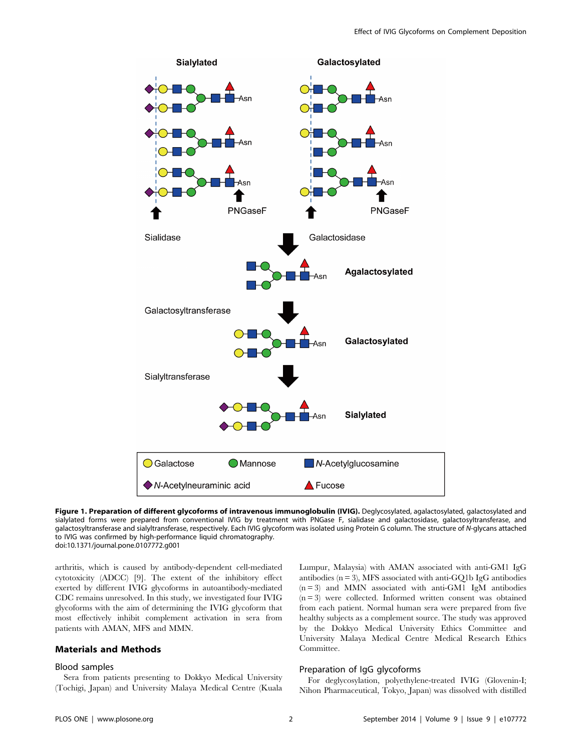**Figure 1. Preparation of different glycoforms of intravenous immunoglobulin (IVIG).** Deglycosylated, agalactosylated, galactosylated and sialylated forms were prepared from conventional IVIG by treatment with PNGase F, sialidase and galactosidase, galactosyltransferase, and galactosyltransferase and sialyltransferase, respectively. Each IVIG glycoform was isolated using Protein G column. The structure of *N*-glycans attached to IVIG was confirmed by high-performance liquid chromatography.
doi:10.1371/journal.pone.0107772.g001

arthritis, which is caused by antibody-dependent cell-mediated cytotoxicity (ADCC) [9]. The extent of the inhibitory effect exerted by different IVIG glycoforms in autoantibody-mediated CDC remains unresolved. In this study, we investigated four IVIG glycoforms with the aim of determining the IVIG glycoform that most effectively inhibit complement activation in sera from patients with AMAN, MFS and MMN.

## Materials and Methods

### Blood samples

Sera from patients presenting to Dokkyo Medical University (Tochigi, Japan) and University Malaya Medical Centre (Kuala Lumpur, Malaysia) with AMAN associated with anti-GM1 IgG antibodies (n = 3), MFS associated with anti-GQ1b IgG antibodies (n = 3) and MMN associated with anti-GM1 IgM antibodies (n = 3) were collected. Informed written consent was obtained from each patient. Normal human sera were prepared from five healthy subjects as a complement source. The study was approved by the Dokkyo Medical University Ethics Committee and University Malaya Medical Centre Medical Research Ethics Committee.

### Preparation of IgG glycoforms

For deglycosylation, polyethylene-treated IVIG (Glovenin-I; Nihon Pharmaceutical, Tokyo, Japan) was dissolved with distilled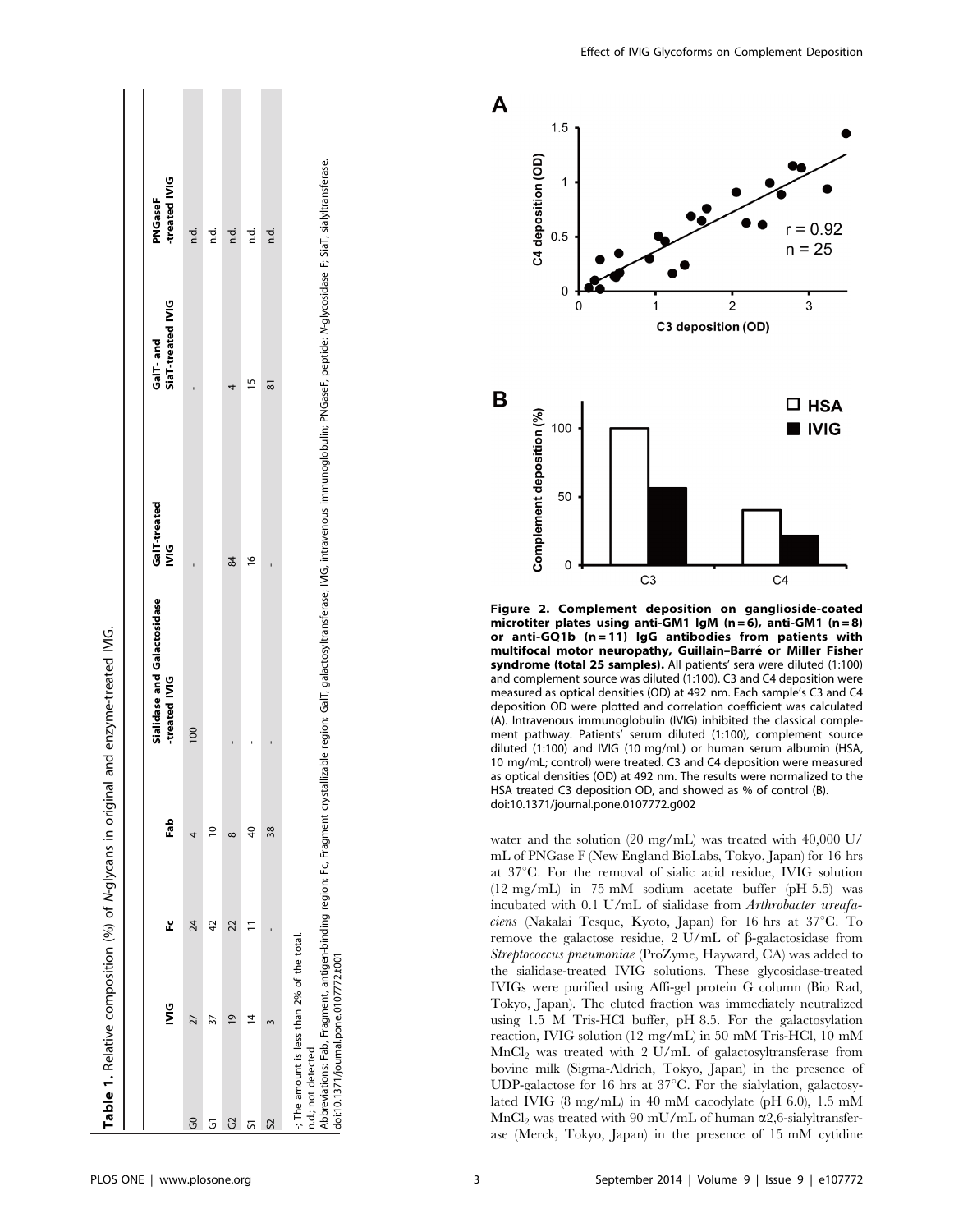**Table 1.** Relative composition (%) of *N*-glycans in original and enzyme-treated IVIG.

| | IVIG | Fc | Fab | Sialidase and Galactosidase -treated IVIG | GalT-treated IVIG | GalT- and SiaT-treated IVIG | PNGaseF -treated IVIG |
|---|---|---|---|---|---|---|---|
| G0 | 27 | 24 | 4 | 100 | - | - | n.d. |
| G1 | 37 | 42 | 10 | - | - | - | n.d. |
| G2 | 19 | 22 | 8 | - | 84 | 4 | n.d. |
| S1 | 14 | 11 | 40 | - | 16 | 15 | n.d. |
| S2 | 3 | - | 38 | - | - | 81 | n.d. |

-: The amount is less than 2% of the total.
n.d.; not detected.
Abbreviations: Fab, Fragment, antigen-binding region; Fc, Fragment crystallizable region; GalT, galactosyltransferase; IVIG, intravenous immunoglobulin; PNGaseF, peptide: *N*-glycosidase F; SiaT, sialyltransferase.
doi:10.1371/journal.pone.0107772.t001

**Figure 2. Complement deposition on ganglioside-coated microtiter plates using anti-GM1 IgM (n = 6), anti-GM1 (n = 8) or anti-GQ1b (n = 11) IgG antibodies from patients with multifocal motor neuropathy, Guillain–Barré or Miller Fisher syndrome (total 25 samples).** All patients' sera were diluted (1:100) and complement source was diluted (1:100). C3 and C4 deposition were measured as optical densities (OD) at 492 nm. Each sample's C3 and C4 deposition OD were plotted and correlation coefficient was calculated (A). Intravenous immunoglobulin (IVIG) inhibited the classical complement pathway. Patients' serum diluted (1:100), complement source diluted (1:100) and IVIG (10 mg/mL) or human serum albumin (HSA, 10 mg/mL; control) were treated. C3 and C4 deposition were measured as optical densities (OD) at 492 nm. The results were normalized to the HSA treated C3 deposition OD, and showed as % of control (B).
doi:10.1371/journal.pone.0107772.g002

water and the solution (20 mg/mL) was treated with 40,000 U/mL of PNGase F (New England BioLabs, Tokyo, Japan) for 16 hrs at 37°C. For the removal of sialic acid residue, IVIG solution (12 mg/mL) in 75 mM sodium acetate buffer (pH 5.5) was incubated with 0.1 U/mL of sialidase from *Arthrobacter ureafaciens* (Nakalai Tesque, Kyoto, Japan) for 16 hrs at 37°C. To remove the galactose residue, 2 U/mL of β-galactosidase from *Streptococcus pneumoniae* (ProZyme, Hayward, CA) was added to the sialidase-treated IVIG solutions. These glycosidase-treated IVIGs were purified using Affi-gel protein G column (Bio Rad, Tokyo, Japan). The eluted fraction was immediately neutralized using 1.5 M Tris-HCl buffer, pH 8.5. For the galactosylation reaction, IVIG solution (12 mg/mL) in 50 mM Tris-HCl, 10 mM $MnCl_2$ was treated with 2 U/mL of galactosyltransferase from bovine milk (Sigma-Aldrich, Tokyo, Japan) in the presence of UDP-galactose for 16 hrs at 37°C. For the sialylation, galactosylated IVIG (8 mg/mL) in 40 mM cacodylate (pH 6.0), 1.5 mM $MnCl_2$ was treated with 90 mU/mL of human α2,6-sialyltransferase (Merck, Tokyo, Japan) in the presence of 15 mM cytidine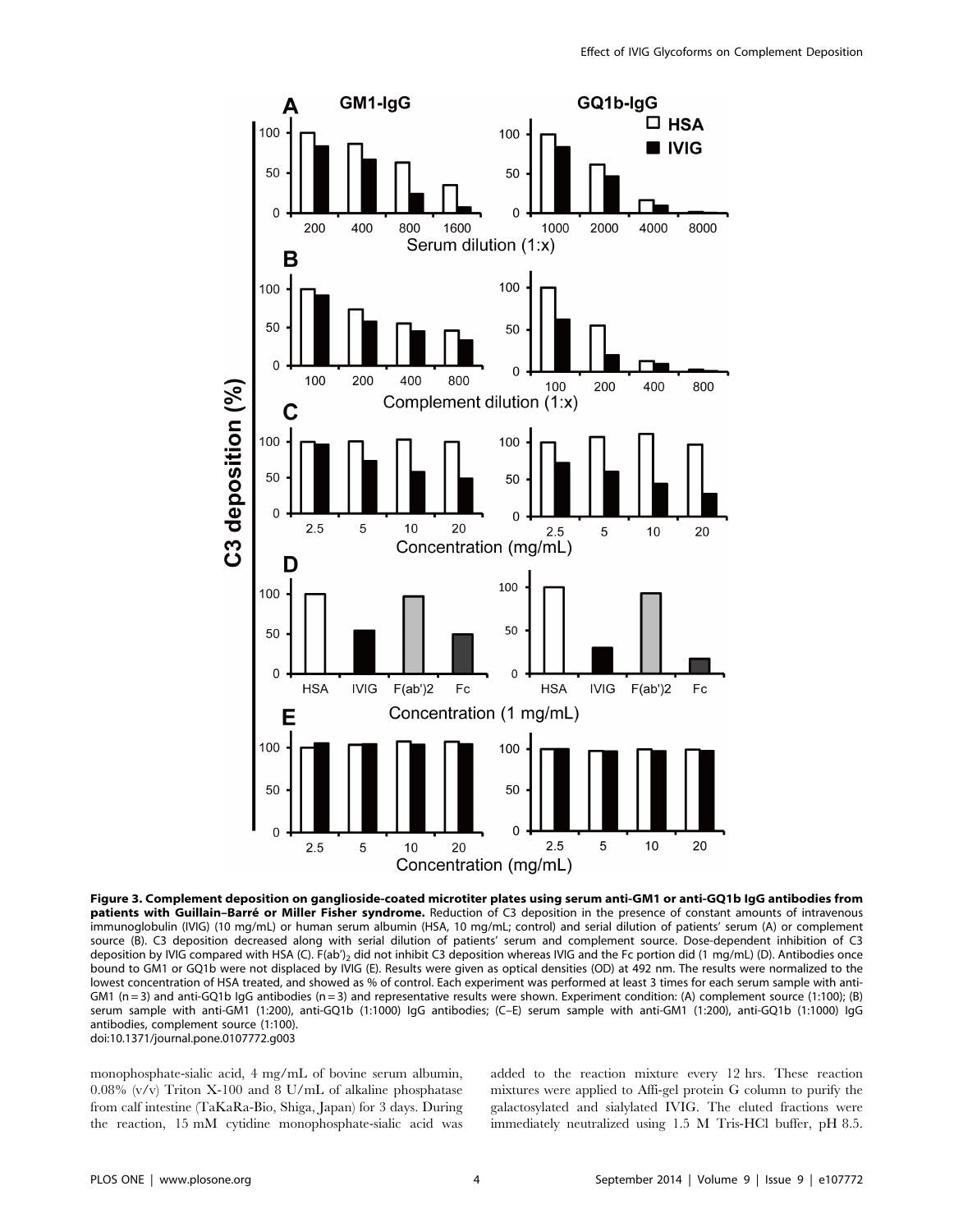**Figure 3. Complement deposition on ganglioside-coated microtiter plates using serum anti-GM1 or anti-GQ1b IgG antibodies from patients with Guillain–Barré or Miller Fisher syndrome.** Reduction of C3 deposition in the presence of constant amounts of intravenous immunoglobulin (IVIG) (10 mg/mL) or human serum albumin (HSA, 10 mg/mL; control) and serial dilution of patients' serum (A) or complement source (B). C3 deposition decreased along with serial dilution of patients' serum and complement source. Dose-dependent inhibition of C3 deposition by IVIG compared with HSA (C). $F(ab')_2$ did not inhibit C3 deposition whereas IVIG and the Fc portion did (1 mg/mL) (D). Antibodies once bound to GM1 or GQ1b were not displaced by IVIG (E). Results were given as optical densities (OD) at 492 nm. The results were normalized to the lowest concentration of HSA treated, and showed as % of control. Each experiment was performed at least 3 times for each serum sample with anti-GM1 (n = 3) and anti-GQ1b IgG antibodies (n = 3) and representative results were shown. Experiment condition: (A) complement source (1:100); (B) serum sample with anti-GM1 (1:200), anti-GQ1b (1:1000) IgG antibodies; (C–E) serum sample with anti-GM1 (1:200), anti-GQ1b (1:1000) IgG antibodies, complement source (1:100).
doi:10.1371/journal.pone.0107772.g003

monophosphate-sialic acid, 4 mg/mL of bovine serum albumin, 0.08% (v/v) Triton X-100 and 8 U/mL of alkaline phosphatase from calf intestine (TaKaRa-Bio, Shiga, Japan) for 3 days. During the reaction, 15 mM cytidine monophosphate-sialic acid was added to the reaction mixture every 12 hrs. These reaction mixtures were applied to Affi-gel protein G column to purify the galactosylated and sialylated IVIG. The eluted fractions were immediately neutralized using 1.5 M Tris-HCl buffer, pH 8.5.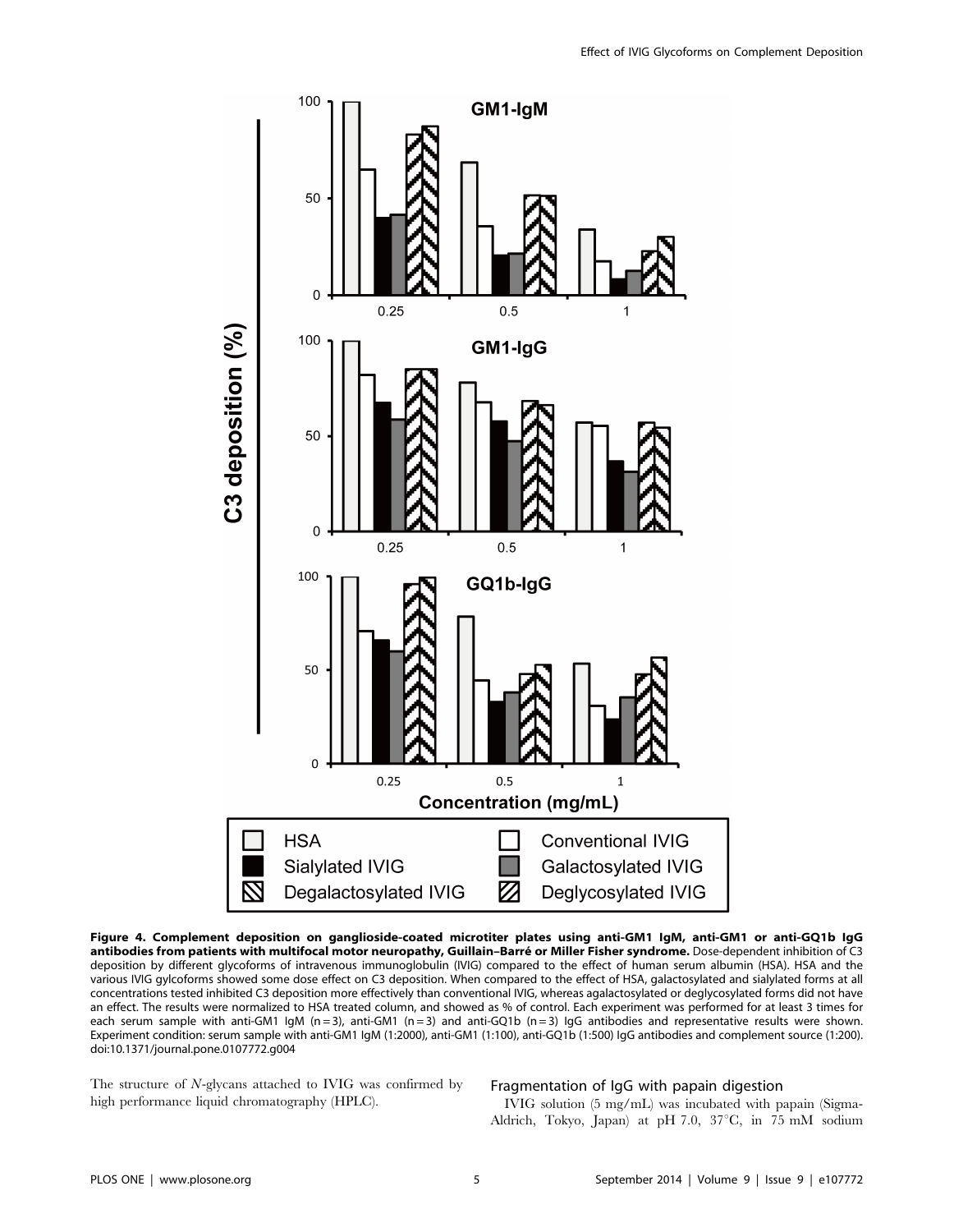**Figure 4. Complement deposition on ganglioside-coated microtiter plates using anti-GM1 IgM, anti-GM1 or anti-GQ1b IgG antibodies from patients with multifocal motor neuropathy, Guillain–Barré or Miller Fisher syndrome.** Dose-dependent inhibition of C3 deposition by different glycoforms of intravenous immunoglobulin (IVIG) compared to the effect of human serum albumin (HSA). HSA and the various IVIG gylcoforms showed some dose effect on C3 deposition. When compared to the effect of HSA, galactosylated and sialylated forms at all concentrations tested inhibited C3 deposition more effectively than conventional IVIG, whereas agalactosylated or deglycosylated forms did not have an effect. The results were normalized to HSA treated column, and showed as % of control. Each experiment was performed for at least 3 times for each serum sample with anti-GM1 IgM (n = 3), anti-GM1 (n = 3) and anti-GQ1b (n = 3) IgG antibodies and representative results were shown. Experiment condition: serum sample with anti-GM1 IgM (1:2000), anti-GM1 (1:100), anti-GQ1b (1:500) IgG antibodies and complement source (1:200).
doi:10.1371/journal.pone.0107772.g004

The structure of *N*-glycans attached to IVIG was confirmed by high performance liquid chromatography (HPLC).

### Fragmentation of IgG with papain digestion

IVIG solution (5 mg/mL) was incubated with papain (Sigma-Aldrich, Tokyo, Japan) at pH 7.0, 37°C, in 75 mM sodium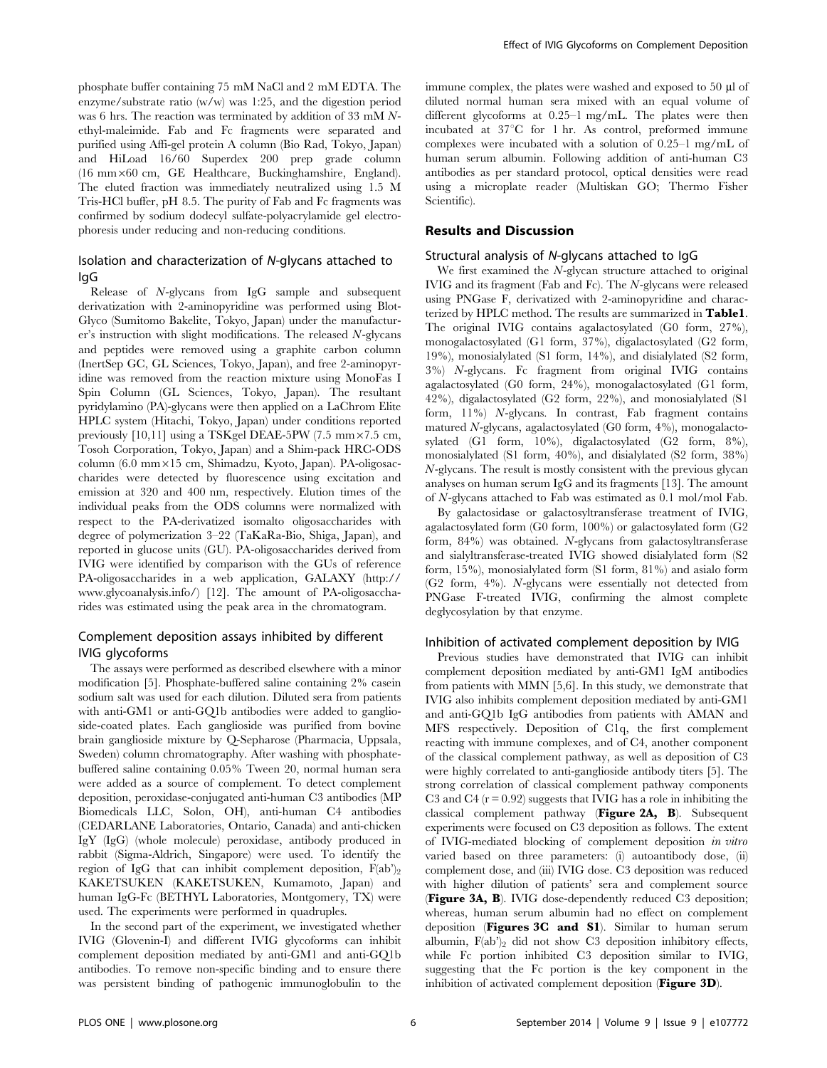phosphate buffer containing 75 mM NaCl and 2 mM EDTA. The enzyme/substrate ratio (w/w) was 1:25, and the digestion period was 6 hrs. The reaction was terminated by addition of 33 mM *N*-ethyl-maleimide. Fab and Fc fragments were separated and purified using Affi-gel protein A column (Bio Rad, Tokyo, Japan) and HiLoad 16/60 Superdex 200 prep grade column (16 mm×60 cm, GE Healthcare, Buckinghamshire, England). The eluted fraction was immediately neutralized using 1.5 M Tris-HCl buffer, pH 8.5. The purity of Fab and Fc fragments was confirmed by sodium dodecyl sulfate-polyacrylamide gel electrophoresis under reducing and non-reducing conditions.

### Isolation and characterization of *N*-glycans attached to IgG

Release of *N*-glycans from IgG sample and subsequent derivatization with 2-aminopyridine was performed using Blot-Glyco (Sumitomo Bakelite, Tokyo, Japan) under the manufacturer's instruction with slight modifications. The released *N*-glycans and peptides were removed using a graphite carbon column (InertSep GC, GL Sciences, Tokyo, Japan), and free 2-aminopyridine was removed from the reaction mixture using MonoFas I Spin Column (GL Sciences, Tokyo, Japan). The resultant pyridylamino (PA)-glycans were then applied on a LaChrom Elite HPLC system (Hitachi, Tokyo, Japan) under conditions reported previously [10,11] using a TSKgel DEAE-5PW (7.5 mm×7.5 cm, Tosoh Corporation, Tokyo, Japan) and a Shim-pack HRC-ODS column (6.0 mm×15 cm, Shimadzu, Kyoto, Japan). PA-oligosaccharides were detected by fluorescence using excitation and emission at 320 and 400 nm, respectively. Elution times of the individual peaks from the ODS columns were normalized with respect to the PA-derivatized isomalto oligosaccharides with degree of polymerization 3–22 (TaKaRa-Bio, Shiga, Japan), and reported in glucose units (GU). PA-oligosaccharides derived from IVIG were identified by comparison with the GUs of reference PA-oligosaccharides in a web application, GALAXY (http://www.glycoanalysis.info/) [12]. The amount of PA-oligosaccharides was estimated using the peak area in the chromatogram.

### Complement deposition assays inhibited by different IVIG glycoforms

The assays were performed as described elsewhere with a minor modification [5]. Phosphate-buffered saline containing 2% casein sodium salt was used for each dilution. Diluted sera from patients with anti-GM1 or anti-GQ1b antibodies were added to ganglioside-coated plates. Each ganglioside was purified from bovine brain ganglioside mixture by Q-Sepharose (Pharmacia, Uppsala, Sweden) column chromatography. After washing with phosphate-buffered saline containing 0.05% Tween 20, normal human sera were added as a source of complement. To detect complement deposition, peroxidase-conjugated anti-human C3 antibodies (MP Biomedicals LLC, Solon, OH), anti-human C4 antibodies (CEDARLANE Laboratories, Ontario, Canada) and anti-chicken IgY (IgG) (whole molecule) peroxidase, antibody produced in rabbit (Sigma-Aldrich, Singapore) were used. To identify the region of IgG that can inhibit complement deposition, $F(ab')_2$ KAKETSUKEN (KAKETSUKEN, Kumamoto, Japan) and human IgG-Fc (BETHYL Laboratories, Montgomery, TX) were used. The experiments were performed in quadruples.

In the second part of the experiment, we investigated whether IVIG (Glovenin-I) and different IVIG glycoforms can inhibit complement deposition mediated by anti-GM1 and anti-GQ1b antibodies. To remove non-specific binding and to ensure there was persistent binding of pathogenic immunoglobulin to the immune complex, the plates were washed and exposed to 50 µl of diluted normal human sera mixed with an equal volume of different glycoforms at 0.25–1 mg/mL. The plates were then incubated at 37°C for 1 hr. As control, preformed immune complexes were incubated with a solution of 0.25–1 mg/mL of human serum albumin. Following addition of anti-human C3 antibodies as per standard protocol, optical densities were read using a microplate reader (Multiskan GO; Thermo Fisher Scientific).

## Results and Discussion

### Structural analysis of *N*-glycans attached to IgG

We first examined the *N*-glycan structure attached to original IVIG and its fragment (Fab and Fc). The *N*-glycans were released using PNGase F, derivatized with 2-aminopyridine and characterized by HPLC method. The results are summarized in **Table1**. The original IVIG contains agalactosylated (G0 form, 27%), monogalactosylated (G1 form, 37%), digalactosylated (G2 form, 19%), monosialylated (S1 form, 14%), and disialylated (S2 form, 3%) *N*-glycans. Fc fragment from original IVIG contains agalactosylated (G0 form, 24%), monogalactosylated (G1 form, 42%), digalactosylated (G2 form, 22%), and monosialylated (S1 form, 11%) *N*-glycans. In contrast, Fab fragment contains matured *N*-glycans, agalactosylated (G0 form, 4%), monogalactosylated (G1 form, 10%), digalactosylated (G2 form, 8%), monosialylated (S1 form, 40%), and disialylated (S2 form, 38%) *N*-glycans. The result is mostly consistent with the previous glycan analyses on human serum IgG and its fragments [13]. The amount of *N*-glycans attached to Fab was estimated as 0.1 mol/mol Fab.

By galactosidase or galactosyltransferase treatment of IVIG, agalactosylated form (G0 form, 100%) or galactosylated form (G2 form, 84%) was obtained. *N*-glycans from galactosyltransferase and sialyltransferase-treated IVIG showed disialylated form (S2 form, 15%), monosialylated form (S1 form, 81%) and asialo form (G2 form, 4%). *N*-glycans were essentially not detected from PNGase F-treated IVIG, confirming the almost complete deglycosylation by that enzyme.

### Inhibition of activated complement deposition by IVIG

Previous studies have demonstrated that IVIG can inhibit complement deposition mediated by anti-GM1 IgM antibodies from patients with MMN [5,6]. In this study, we demonstrate that IVIG also inhibits complement deposition mediated by anti-GM1 and anti-GQ1b IgG antibodies from patients with AMAN and MFS respectively. Deposition of C1q, the first complement reacting with immune complexes, and of C4, another component of the classical complement pathway, as well as deposition of C3 were highly correlated to anti-ganglioside antibody titers [5]. The strong correlation of classical complement pathway components C3 and C4 ($r = 0.92$) suggests that IVIG has a role in inhibiting the classical complement pathway (**Figure 2A, B**). Subsequent experiments were focused on C3 deposition as follows. The extent of IVIG-mediated blocking of complement deposition *in vitro* varied based on three parameters: (i) autoantibody dose, (ii) complement dose, and (iii) IVIG dose. C3 deposition was reduced with higher dilution of patients' sera and complement source (**Figure 3A, B**). IVIG dose-dependently reduced C3 deposition; whereas, human serum albumin had no effect on complement deposition (**Figures 3C and S1**). Similar to human serum albumin, $F(ab')_2$ did not show C3 deposition inhibitory effects, while Fc portion inhibited C3 deposition similar to IVIG, suggesting that the Fc portion is the key component in the inhibition of activated complement deposition (**Figure 3D**).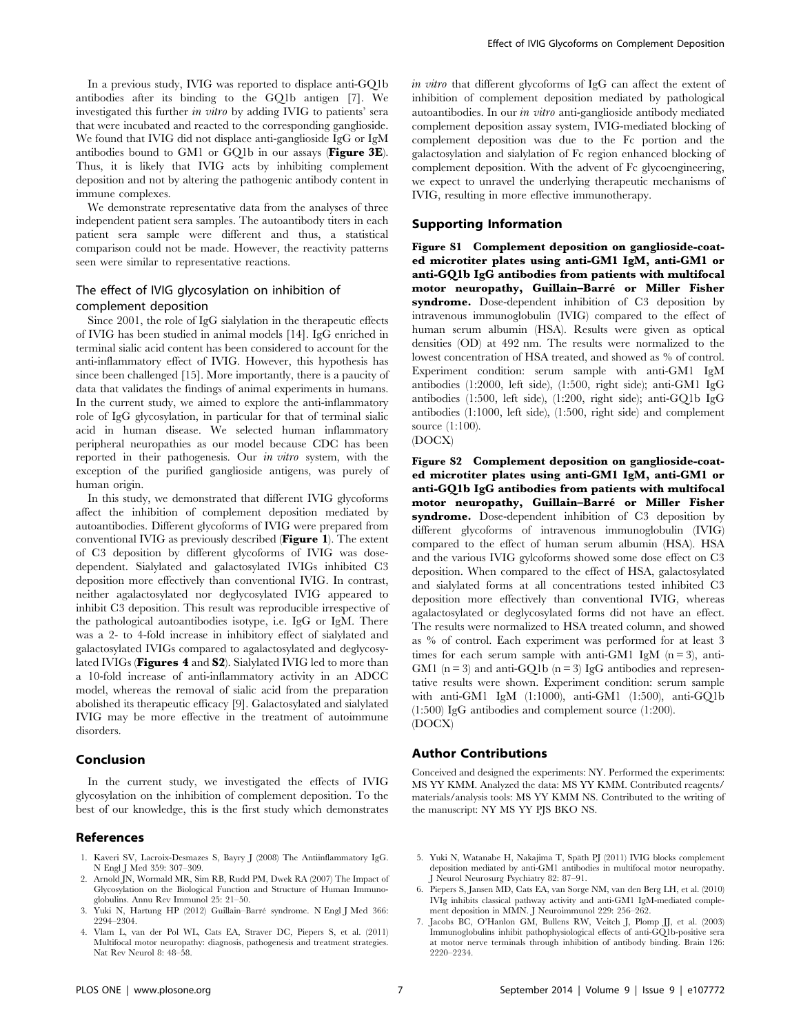In a previous study, IVIG was reported to displace anti-GQ1b antibodies after its binding to the GQ1b antigen [7]. We investigated this further *in vitro* by adding IVIG to patients' sera that were incubated and reacted to the corresponding ganglioside. We found that IVIG did not displace anti-ganglioside IgG or IgM antibodies bound to GM1 or GQ1b in our assays (**Figure 3E**). Thus, it is likely that IVIG acts by inhibiting complement deposition and not by altering the pathogenic antibody content in immune complexes.

We demonstrate representative data from the analyses of three independent patient sera samples. The autoantibody titers in each patient sera sample were different and thus, a statistical comparison could not be made. However, the reactivity patterns seen were similar to representative reactions.

### The effect of IVIG glycosylation on inhibition of complement deposition

Since 2001, the role of IgG sialylation in the therapeutic effects of IVIG has been studied in animal models [14]. IgG enriched in terminal sialic acid content has been considered to account for the anti-inflammatory effect of IVIG. However, this hypothesis has since been challenged [15]. More importantly, there is a paucity of data that validates the findings of animal experiments in humans. In the current study, we aimed to explore the anti-inflammatory role of IgG glycosylation, in particular for that of terminal sialic acid in human disease. We selected human inflammatory peripheral neuropathies as our model because CDC has been reported in their pathogenesis. Our *in vitro* system, with the exception of the purified ganglioside antigens, was purely of human origin.

In this study, we demonstrated that different IVIG glycoforms affect the inhibition of complement deposition mediated by autoantibodies. Different glycoforms of IVIG were prepared from conventional IVIG as previously described (**Figure 1**). The extent of C3 deposition by different glycoforms of IVIG was dose-dependent. Sialylated and galactosylated IVIGs inhibited C3 deposition more effectively than conventional IVIG. In contrast, neither agalactosylated nor deglycosylated IVIG appeared to inhibit C3 deposition. This result was reproducible irrespective of the pathological autoantibodies isotype, i.e. IgG or IgM. There was a 2- to 4-fold increase in inhibitory effect of sialylated and galactosylated IVIGs compared to agalactosylated and deglycosylated IVIGs (**Figures 4** and **S2**). Sialylated IVIG led to more than a 10-fold increase of anti-inflammatory activity in an ADCC model, whereas the removal of sialic acid from the preparation abolished its therapeutic efficacy [9]. Galactosylated and sialylated IVIG may be more effective in the treatment of autoimmune disorders.

## Conclusion

In the current study, we investigated the effects of IVIG glycosylation on the inhibition of complement deposition. To the best of our knowledge, this is the first study which demonstrates *in vitro* that different glycoforms of IgG can affect the extent of inhibition of complement deposition mediated by pathological autoantibodies. In our *in vitro* anti-ganglioside antibody mediated complement deposition assay system, IVIG-mediated blocking of complement deposition was due to the Fc portion and the galactosylation and sialylation of Fc region enhanced blocking of complement deposition. With the advent of Fc glycoengineering, we expect to unravel the underlying therapeutic mechanisms of IVIG, resulting in more effective immunotherapy.

## Supporting Information

**Figure S1 Complement deposition on ganglioside-coated microtiter plates using anti-GM1 IgM, anti-GM1 or anti-GQ1b IgG antibodies from patients with multifocal motor neuropathy, Guillain–Barré or Miller Fisher syndrome.** Dose-dependent inhibition of C3 deposition by intravenous immunoglobulin (IVIG) compared to the effect of human serum albumin (HSA). Results were given as optical densities (OD) at 492 nm. The results were normalized to the lowest concentration of HSA treated, and showed as % of control. Experiment condition: serum sample with anti-GM1 IgM antibodies (1:2000, left side), (1:500, right side); anti-GM1 IgG antibodies (1:500, left side), (1:200, right side); anti-GQ1b IgG antibodies (1:1000, left side), (1:500, right side) and complement source (1:100).
(DOCX)

**Figure S2 Complement deposition on ganglioside-coated microtiter plates using anti-GM1 IgM, anti-GM1 or anti-GQ1b IgG antibodies from patients with multifocal motor neuropathy, Guillain–Barré or Miller Fisher syndrome.** Dose-dependent inhibition of C3 deposition by different glycoforms of intravenous immunoglobulin (IVIG) compared to the effect of human serum albumin (HSA). HSA and the various IVIG gylcoforms showed some dose effect on C3 deposition. When compared to the effect of HSA, galactosylated and sialylated forms at all concentrations tested inhibited C3 deposition more effectively than conventional IVIG, whereas agalactosylated or deglycosylated forms did not have an effect. The results were normalized to HSA treated column, and showed as % of control. Each experiment was performed for at least 3 times for each serum sample with anti-GM1 IgM (n = 3), anti-GM1 (n = 3) and anti-GQ1b (n = 3) IgG antibodies and representative results were shown. Experiment condition: serum sample with anti-GM1 IgM (1:1000), anti-GM1 (1:500), anti-GQ1b (1:500) IgG antibodies and complement source (1:200).
(DOCX)

## Author Contributions

Conceived and designed the experiments: NY. Performed the experiments: MS YY KMM. Analyzed the data: MS YY KMM. Contributed reagents/materials/analysis tools: MS YY KMM NS. Contributed to the writing of the manuscript: NY MS YY PJS BKO NS.

## References

1. Kaveri SV, Lacroix-Desmazes S, Bayry J (2008) The Antiinflammatory IgG. N Engl J Med 359: 307–309.
2. Arnold JN, Wormald MR, Sim RB, Rudd PM, Dwek RA (2007) The Impact of Glycosylation on the Biological Function and Structure of Human Immunoglobulins. Annu Rev Immunol 25: 21–50.
3. Yuki N, Hartung HP (2012) Guillain–Barré syndrome. N Engl J Med 366: 2294–2304.
4. Vlam L, van der Pol WL, Cats EA, Straver DC, Piepers S, et al. (2011) Multifocal motor neuropathy: diagnosis, pathogenesis and treatment strategies. Nat Rev Neurol 8: 48–58.
5. Yuki N, Watanabe H, Nakajima T, Späth PJ (2011) IVIG blocks complement deposition mediated by anti-GM1 antibodies in multifocal motor neuropathy. J Neurol Neurosurg Psychiatry 82: 87–91.
6. Piepers S, Jansen MD, Cats EA, van Sorge NM, van den Berg LH, et al. (2010) IVIg inhibits classical pathway activity and anti-GM1 IgM-mediated complement deposition in MMN. J Neuroimmunol 229: 256–262.
7. Jacobs BC, O'Hanlon GM, Bullens RW, Veitch J, Plomp JJ, et al. (2003) Immunoglobulins inhibit pathophysiological effects of anti-GQ1b-positive sera at motor nerve terminals through inhibition of antibody binding. Brain 126: 2220–2234.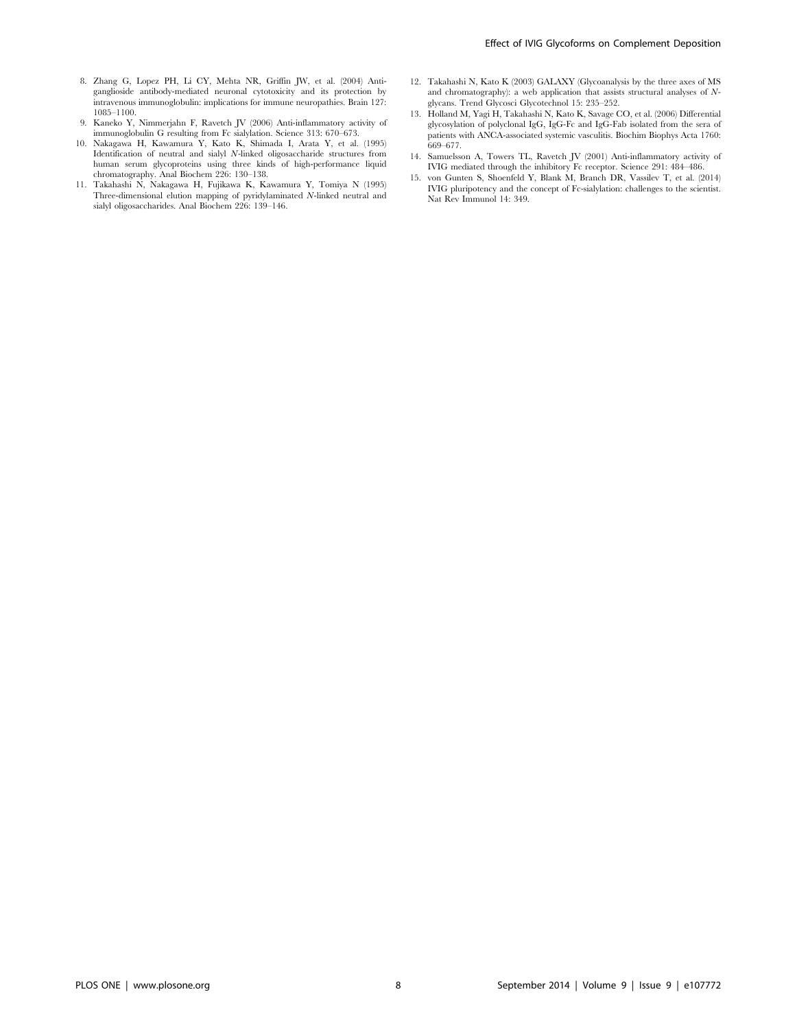8. Zhang G, Lopez PH, Li CY, Mehta NR, Griffin JW, et al. (2004) Anti-ganglioside antibody-mediated neuronal cytotoxicity and its protection by intravenous immunoglobulin: implications for immune neuropathies. Brain 127: 1085–1100.
9. Kaneko Y, Nimmerjahn F, Ravetch JV (2006) Anti-inflammatory activity of immunoglobulin G resulting from Fc sialylation. Science 313: 670–673.
10. Nakagawa H, Kawamura Y, Kato K, Shimada I, Arata Y, et al. (1995) Identification of neutral and sialyl *N*-linked oligosaccharide structures from human serum glycoproteins using three kinds of high-performance liquid chromatography. Anal Biochem 226: 130–138.
11. Takahashi N, Nakagawa H, Fujikawa K, Kawamura Y, Tomiya N (1995) Three-dimensional elution mapping of pyridylaminated *N*-linked neutral and sialyl oligosaccharides. Anal Biochem 226: 139–146.
12. Takahashi N, Kato K (2003) GALAXY (Glycoanalysis by the three axes of MS and chromatography): a web application that assists structural analyses of *N*-glycans. Trend Glycosci Glycotechnol 15: 235–252.
13. Holland M, Yagi H, Takahashi N, Kato K, Savage CO, et al. (2006) Differential glycosylation of polyclonal IgG, IgG-Fc and IgG-Fab isolated from the sera of patients with ANCA-associated systemic vasculitis. Biochim Biophys Acta 1760: 669–677.
14. Samuelsson A, Towers TL, Ravetch JV (2001) Anti-inflammatory activity of IVIG mediated through the inhibitory Fc receptor. Science 291: 484–486.
15. von Gunten S, Shoenfeld Y, Blank M, Branch DR, Vassilev T, et al. (2014) IVIG pluripotency and the concept of Fc-sialylation: challenges to the scientist. Nat Rev Immunol 14: 349.